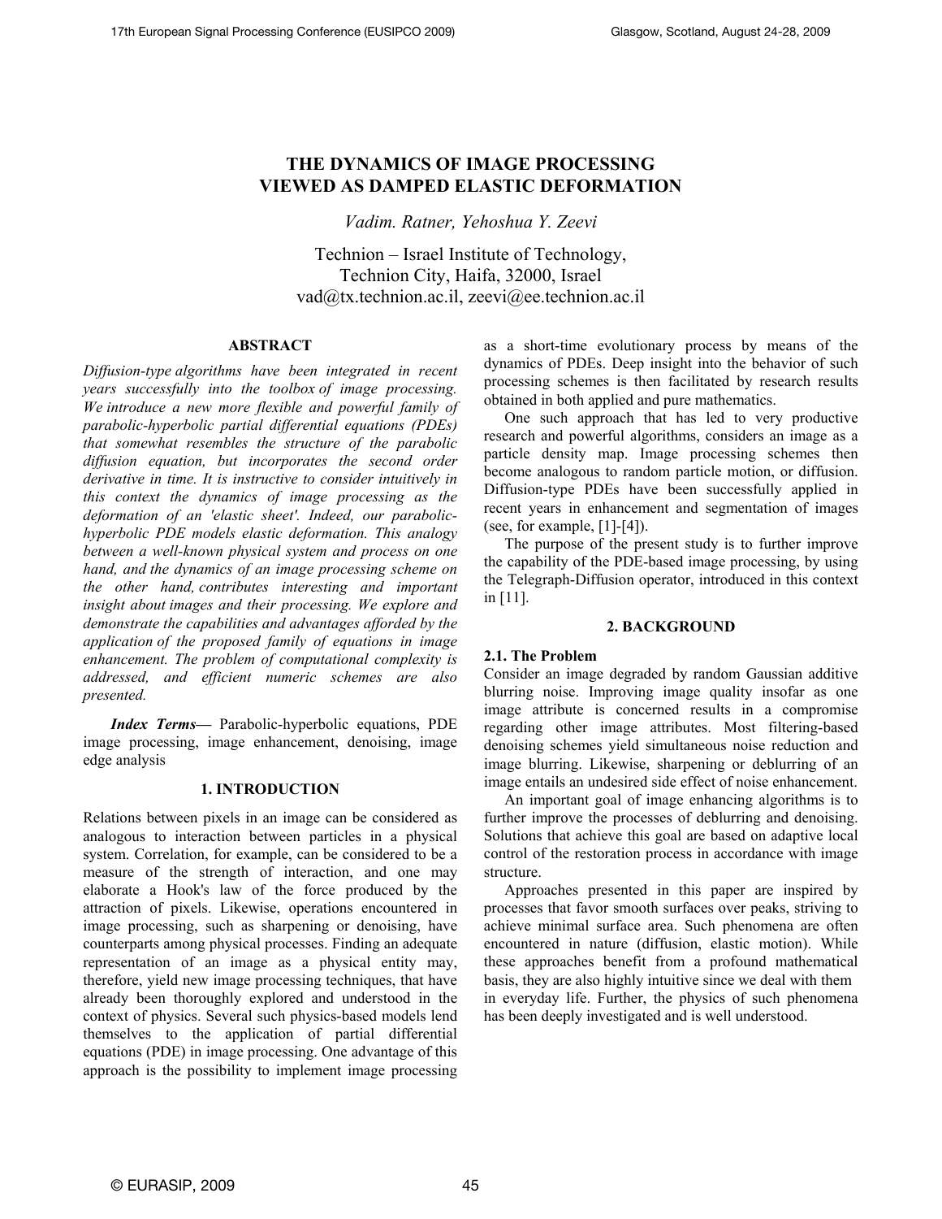# THE DYNAMICS OF IMAGE PROCESSING VIEWED AS DAMPED ELASTIC DEFORMATION

*Vadim. Ratner, Yehoshua Y. Zeevi*

Technion – Israel Institute of Technology,
Technion City, Haifa, 32000, Israel
vad@tx.technion.ac.il, zeevi@ee.technion.ac.il

## ABSTRACT

*Diffusion-type algorithms have been integrated in recent years successfully into the toolbox of image processing. We introduce a new more flexible and powerful family of parabolic-hyperbolic partial differential equations (PDEs) that somewhat resembles the structure of the parabolic diffusion equation, but incorporates the second order derivative in time. It is instructive to consider intuitively in this context the dynamics of image processing as the deformation of an 'elastic sheet'. Indeed, our parabolic-hyperbolic PDE models elastic deformation. This analogy between a well-known physical system and process on one hand, and the dynamics of an image processing scheme on the other hand, contributes interesting and important insight about images and their processing. We explore and demonstrate the capabilities and advantages afforded by the application of the proposed family of equations in image enhancement. The problem of computational complexity is addressed, and efficient numeric schemes are also presented.*

***Index Terms—*** Parabolic-hyperbolic equations, PDE image processing, image enhancement, denoising, image edge analysis

## 1. INTRODUCTION

Relations between pixels in an image can be considered as analogous to interaction between particles in a physical system. Correlation, for example, can be considered to be a measure of the strength of interaction, and one may elaborate a Hook's law of the force produced by the attraction of pixels. Likewise, operations encountered in image processing, such as sharpening or denoising, have counterparts among physical processes. Finding an adequate representation of an image as a physical entity may, therefore, yield new image processing techniques, that have already been thoroughly explored and understood in the context of physics. Several such physics-based models lend themselves to the application of partial differential equations (PDE) in image processing. One advantage of this approach is the possibility to implement image processing as a short-time evolutionary process by means of the dynamics of PDEs. Deep insight into the behavior of such processing schemes is then facilitated by research results obtained in both applied and pure mathematics.

One such approach that has led to very productive research and powerful algorithms, considers an image as a particle density map. Image processing schemes then become analogous to random particle motion, or diffusion. Diffusion-type PDEs have been successfully applied in recent years in enhancement and segmentation of images (see, for example, [1]-[4]).

The purpose of the present study is to further improve the capability of the PDE-based image processing, by using the Telegraph-Diffusion operator, introduced in this context in [11].

## 2. BACKGROUND

### 2.1. The Problem

Consider an image degraded by random Gaussian additive blurring noise. Improving image quality insofar as one image attribute is concerned results in a compromise regarding other image attributes. Most filtering-based denoising schemes yield simultaneous noise reduction and image blurring. Likewise, sharpening or deblurring of an image entails an undesired side effect of noise enhancement.

An important goal of image enhancing algorithms is to further improve the processes of deblurring and denoising. Solutions that achieve this goal are based on adaptive local control of the restoration process in accordance with image structure.

Approaches presented in this paper are inspired by processes that favor smooth surfaces over peaks, striving to achieve minimal surface area. Such phenomena are often encountered in nature (diffusion, elastic motion). While these approaches benefit from a profound mathematical basis, they are also highly intuitive since we deal with them in everyday life. Further, the physics of such phenomena has been deeply investigated and is well understood.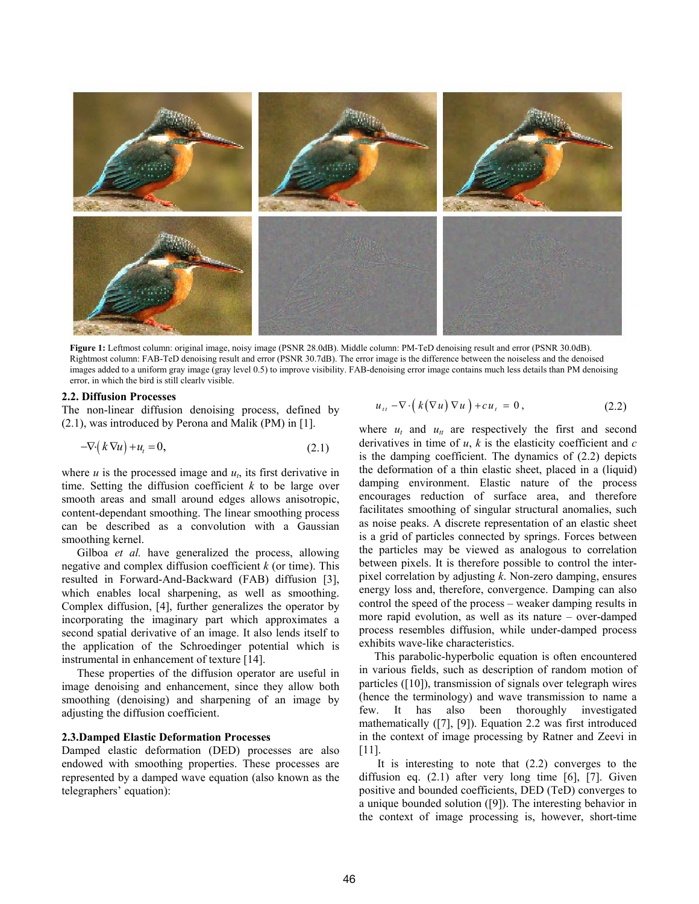**Figure 1:** Leftmost column: original image, noisy image (PSNR 28.0dB). Middle column: PM-TeD denoising result and error (PSNR 30.0dB). Rightmost column: FAB-TeD denoising result and error (PSNR 30.7dB). The error image is the difference between the noiseless and the denoised images added to a uniform gray image (gray level 0.5) to improve visibility. FAB-denoising error image contains much less details than PM denoising error, in which the bird is still clearly visible.

### 2.2. Diffusion Processes

The non-linear diffusion denoising process, defined by (2.1), was introduced by Perona and Malik (PM) in [1].

$$-\nabla\cdot\left(k\nabla u\right)+u_t=0, \tag{2.1}$$

where $u$ is the processed image and $u_t$, its first derivative in time. Setting the diffusion coefficient $k$ to be large over smooth areas and small around edges allows anisotropic, content-dependant smoothing. The linear smoothing process can be described as a convolution with a Gaussian smoothing kernel.

Gilboa *et al.* have generalized the process, allowing negative and complex diffusion coefficient $k$ (or time). This resulted in Forward-And-Backward (FAB) diffusion [3], which enables local sharpening, as well as smoothing. Complex diffusion, [4], further generalizes the operator by incorporating the imaginary part which approximates a second spatial derivative of an image. It also lends itself to the application of the Schroedinger potential which is instrumental in enhancement of texture [14].

These properties of the diffusion operator are useful in image denoising and enhancement, since they allow both smoothing (denoising) and sharpening of an image by adjusting the diffusion coefficient.

### 2.3. Damped Elastic Deformation Processes

Damped elastic deformation (DED) processes are also endowed with smoothing properties. These processes are represented by a damped wave equation (also known as the telegraphers' equation):

$$u_{tt}-\nabla\cdot\left(k\left(\nabla u\right)\nabla u\right)+cu_t=0, \tag{2.2}$$

where $u_t$ and $u_{tt}$ are respectively the first and second derivatives in time of $u$, $k$ is the elasticity coefficient and $c$ is the damping coefficient. The dynamics of (2.2) depicts the deformation of a thin elastic sheet, placed in a (liquid) damping environment. Elastic nature of the process encourages reduction of surface area, and therefore facilitates smoothing of singular structural anomalies, such as noise peaks. A discrete representation of an elastic sheet is a grid of particles connected by springs. Forces between the particles may be viewed as analogous to correlation between pixels. It is therefore possible to control the inter-pixel correlation by adjusting $k$. Non-zero damping, ensures energy loss and, therefore, convergence. Damping can also control the speed of the process – weaker damping results in more rapid evolution, as well as its nature – over-damped process resembles diffusion, while under-damped process exhibits wave-like characteristics.

This parabolic-hyperbolic equation is often encountered in various fields, such as description of random motion of particles ([10]), transmission of signals over telegraph wires (hence the terminology) and wave transmission to name a few. It has also been thoroughly investigated mathematically ([7], [9]). Equation 2.2 was first introduced in the context of image processing by Ratner and Zeevi in [11].

It is interesting to note that (2.2) converges to the diffusion eq. (2.1) after very long time [6], [7]. Given positive and bounded coefficients, DED (TeD) converges to a unique bounded solution ([9]). The interesting behavior in the context of image processing is, however, short-time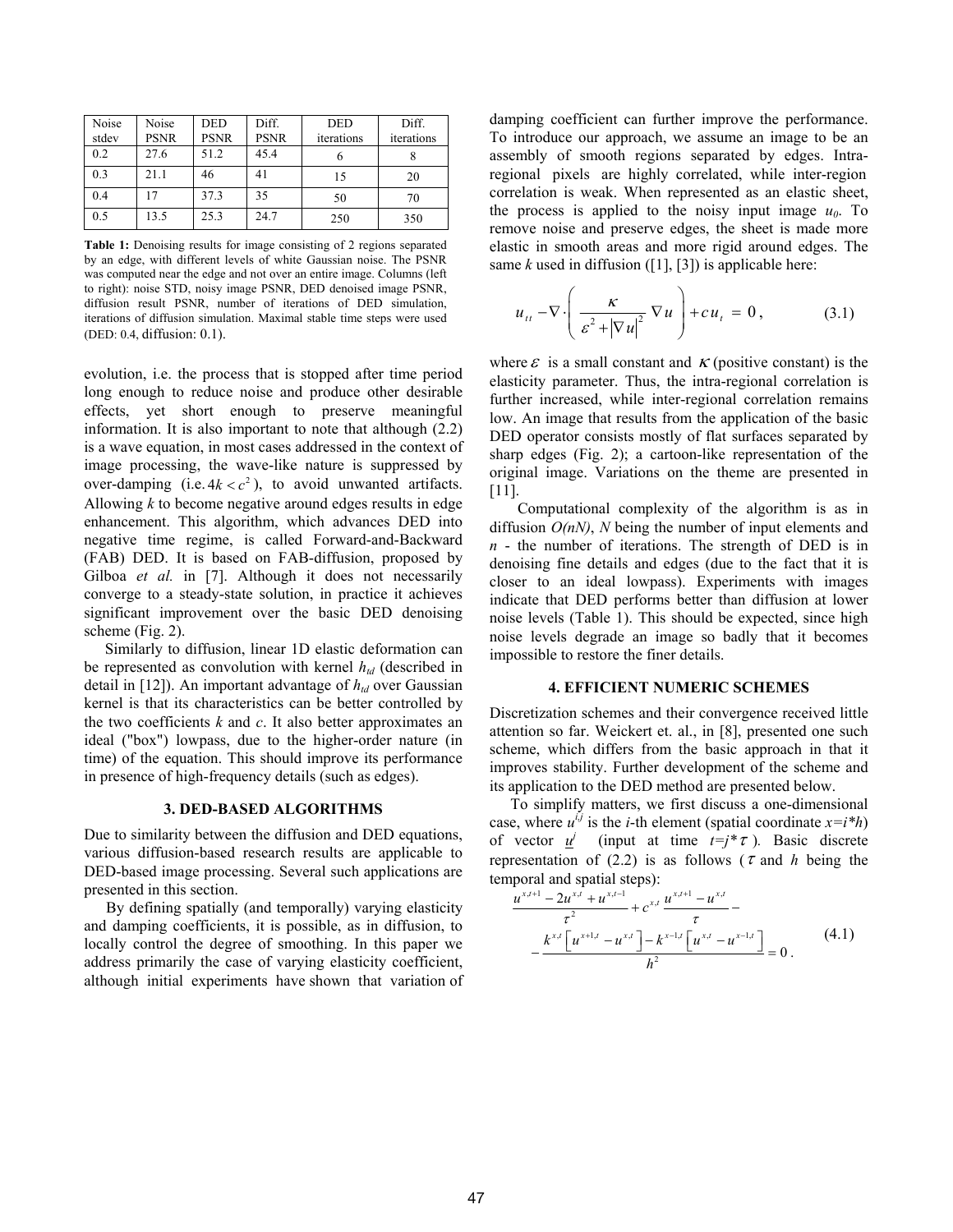| Noise stdev | Noise PSNR | DED PSNR | Diff. PSNR | DED iterations | Diff. iterations |
|---|---|---|---|---|---|
| 0.2 | 27.6 | 51.2 | 45.4 | 6 | 8 |
| 0.3 | 21.1 | 46 | 41 | 15 | 20 |
| 0.4 | 17 | 37.3 | 35 | 50 | 70 |
| 0.5 | 13.5 | 25.3 | 24.7 | 250 | 350 |

**Table 1:** Denoising results for image consisting of 2 regions separated by an edge, with different levels of white Gaussian noise. The PSNR was computed near the edge and not over an entire image. Columns (left to right): noise STD, noisy image PSNR, DED denoised image PSNR, diffusion result PSNR, number of iterations of DED simulation, iterations of diffusion simulation. Maximal stable time steps were used (DED: 0.4, diffusion: 0.1).

evolution, i.e. the process that is stopped after time period long enough to reduce noise and produce other desirable effects, yet short enough to preserve meaningful information. It is also important to note that although (2.2) is a wave equation, in most cases addressed in the context of image processing, the wave-like nature is suppressed by over-damping (i.e. $4k < c^2$), to avoid unwanted artifacts. Allowing *k* to become negative around edges results in edge enhancement. This algorithm, which advances DED into negative time regime, is called Forward-and-Backward (FAB) DED. It is based on FAB-diffusion, proposed by Gilboa *et al.* in [7]. Although it does not necessarily converge to a steady-state solution, in practice it achieves significant improvement over the basic DED denoising scheme (Fig. 2).

Similarly to diffusion, linear 1D elastic deformation can be represented as convolution with kernel $h_{td}$ (described in detail in [12]). An important advantage of $h_{td}$ over Gaussian kernel is that its characteristics can be better controlled by the two coefficients *k* and *c*. It also better approximates an ideal ("box") lowpass, due to the higher-order nature (in time) of the equation. This should improve its performance in presence of high-frequency details (such as edges).

### 3. DED-BASED ALGORITHMS

Due to similarity between the diffusion and DED equations, various diffusion-based research results are applicable to DED-based image processing. Several such applications are presented in this section.

By defining spatially (and temporally) varying elasticity and damping coefficients, it is possible, as in diffusion, to locally control the degree of smoothing. In this paper we address primarily the case of varying elasticity coefficient, although initial experiments have shown that variation of damping coefficient can further improve the performance. To introduce our approach, we assume an image to be an assembly of smooth regions separated by edges. Intra-regional pixels are highly correlated, while inter-region correlation is weak. When represented as an elastic sheet, the process is applied to the noisy input image $u_0$. To remove noise and preserve edges, the sheet is made more elastic in smooth areas and more rigid around edges. The same *k* used in diffusion ([1], [3]) is applicable here:

$$u_{tt} - \nabla \cdot \left( \frac{\kappa}{\varepsilon^2 + |\nabla u|^2} \nabla u \right) + c u_t = 0 , \qquad (3.1)$$

where $\varepsilon$ is a small constant and $\kappa$ (positive constant) is the elasticity parameter. Thus, the intra-regional correlation is further increased, while inter-regional correlation remains low. An image that results from the application of the basic DED operator consists mostly of flat surfaces separated by sharp edges (Fig. 2); a cartoon-like representation of the original image. Variations on the theme are presented in [11].

Computational complexity of the algorithm is as in diffusion *O(nN)*, *N* being the number of input elements and *n* - the number of iterations. The strength of DED is in denoising fine details and edges (due to the fact that it is closer to an ideal lowpass). Experiments with images indicate that DED performs better than diffusion at lower noise levels (Table 1). This should be expected, since high noise levels degrade an image so badly that it becomes impossible to restore the finer details.

### 4. EFFICIENT NUMERIC SCHEMES

Discretization schemes and their convergence received little attention so far. Weickert et. al., in [8], presented one such scheme, which differs from the basic approach in that it improves stability. Further development of the scheme and its application to the DED method are presented below.

To simplify matters, we first discuss a one-dimensional case, where $u^{i,j}$ is the *i*-th element (spatial coordinate $x=i*h$) of vector $\underline{u}^j$ (input at time $t=j*\tau$). Basic discrete representation of (2.2) is as follows ($\tau$ and *h* being the temporal and spatial steps):

$$\frac{u^{x,t+1} - 2u^{x,t} + u^{x,t-1}}{\tau^2} + c^{x,t} \frac{u^{x,t+1} - u^{x,t}}{\tau} - \frac{k^{x,t}\left[u^{x+1,t} - u^{x,t}\right] - k^{x-1,t}\left[u^{x,t} - u^{x-1,t}\right]}{h^2} = 0 . \qquad (4.1)$$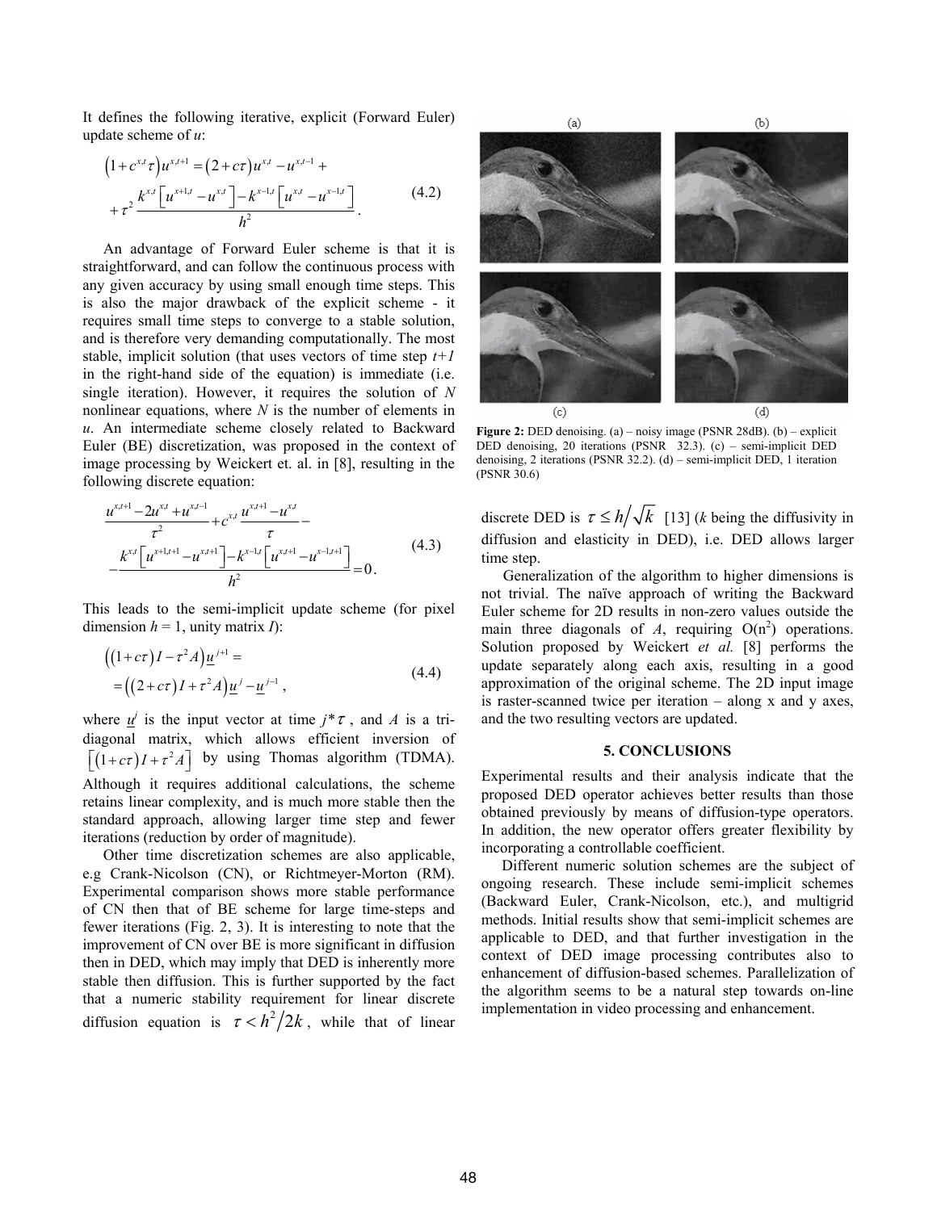It defines the following iterative, explicit (Forward Euler) update scheme of *u*:

$$
\begin{aligned}
&\left(1+c^{x,t}\tau\right)u^{x,t+1} = \left(2+c\tau\right)u^{x,t} - u^{x,t-1} + \\
&+\tau^2 \frac{k^{x,t}\left[u^{x+1,t}-u^{x,t}\right]-k^{x-1,t}\left[u^{x,t}-u^{x-1,t}\right]}{h^2}.
\end{aligned}
\tag{4.2}
$$

An advantage of Forward Euler scheme is that it is straightforward, and can follow the continuous process with any given accuracy by using small enough time steps. This is also the major drawback of the explicit scheme - it requires small time steps to converge to a stable solution, and is therefore very demanding computationally. The most stable, implicit solution (that uses vectors of time step *t+1* in the right-hand side of the equation) is immediate (i.e. single iteration). However, it requires the solution of *N* nonlinear equations, where *N* is the number of elements in *u*. An intermediate scheme closely related to Backward Euler (BE) discretization, was proposed in the context of image processing by Weickert et. al. in [8], resulting in the following discrete equation:

$$
\begin{aligned}
&\frac{u^{x,t+1}-2u^{x,t}+u^{x,t-1}}{\tau^2} + c^{x,t}\frac{u^{x,t+1}-u^{x,t}}{\tau} - \\
&-\frac{k^{x,t}\left[u^{x+1,t+1}-u^{x,t+1}\right]-k^{x-1,t}\left[u^{x,t+1}-u^{x-1,t+1}\right]}{h^2} = 0.
\end{aligned}
\tag{4.3}
$$

This leads to the semi-implicit update scheme (for pixel dimension $h$ = 1, unity matrix $I$):

$$
\begin{aligned}
&\left(\left(1+c\tau\right)I - \tau^2 A\right)\underline{u}^{j+1} = \\
&=\left(\left(2+c\tau\right)I + \tau^2 A\right)\underline{u}^{j} - \underline{u}^{j-1},
\end{aligned}
\tag{4.4}
$$

where $\underline{u}^j$ is the input vector at time $j*\tau$, and $A$ is a tri-diagonal matrix, which allows efficient inversion of $\left[\left(1+c\tau\right)I+\tau^2 A\right]$ by using Thomas algorithm (TDMA). Although it requires additional calculations, the scheme retains linear complexity, and is much more stable then the standard approach, allowing larger time step and fewer iterations (reduction by order of magnitude).

Other time discretization schemes are also applicable, e.g Crank-Nicolson (CN), or Richtmeyer-Morton (RM). Experimental comparison shows more stable performance of CN then that of BE scheme for large time-steps and fewer iterations (Fig. 2, 3). It is interesting to note that the improvement of CN over BE is more significant in diffusion then in DED, which may imply that DED is inherently more stable then diffusion. This is further supported by the fact that a numeric stability requirement for linear discrete diffusion equation is $\tau < h^2/2k$, while that of linear discrete DED is $\tau \le h/\sqrt{k}$ [13] ($k$ being the diffusivity in diffusion and elasticity in DED), i.e. DED allows larger time step.

**Figure 2:** DED denoising. (a) – noisy image (PSNR 28dB). (b) – explicit DED denoising, 20 iterations (PSNR 32.3). (c) – semi-implicit DED denoising, 2 iterations (PSNR 32.2). (d) – semi-implicit DED, 1 iteration (PSNR 30.6)

Generalization of the algorithm to higher dimensions is not trivial. The naïve approach of writing the Backward Euler scheme for 2D results in non-zero values outside the main three diagonals of $A$, requiring $O(n^2)$ operations. Solution proposed by Weickert *et al.* [8] performs the update separately along each axis, resulting in a good approximation of the original scheme. The 2D input image is raster-scanned twice per iteration – along x and y axes, and the two resulting vectors are updated.

## 5. CONCLUSIONS

Experimental results and their analysis indicate that the proposed DED operator achieves better results than those obtained previously by means of diffusion-type operators. In addition, the new operator offers greater flexibility by incorporating a controllable coefficient.

Different numeric solution schemes are the subject of ongoing research. These include semi-implicit schemes (Backward Euler, Crank-Nicolson, etc.), and multigrid methods. Initial results show that semi-implicit schemes are applicable to DED, and that further investigation in the context of DED image processing contributes also to enhancement of diffusion-based schemes. Parallelization of the algorithm seems to be a natural step towards on-line implementation in video processing and enhancement.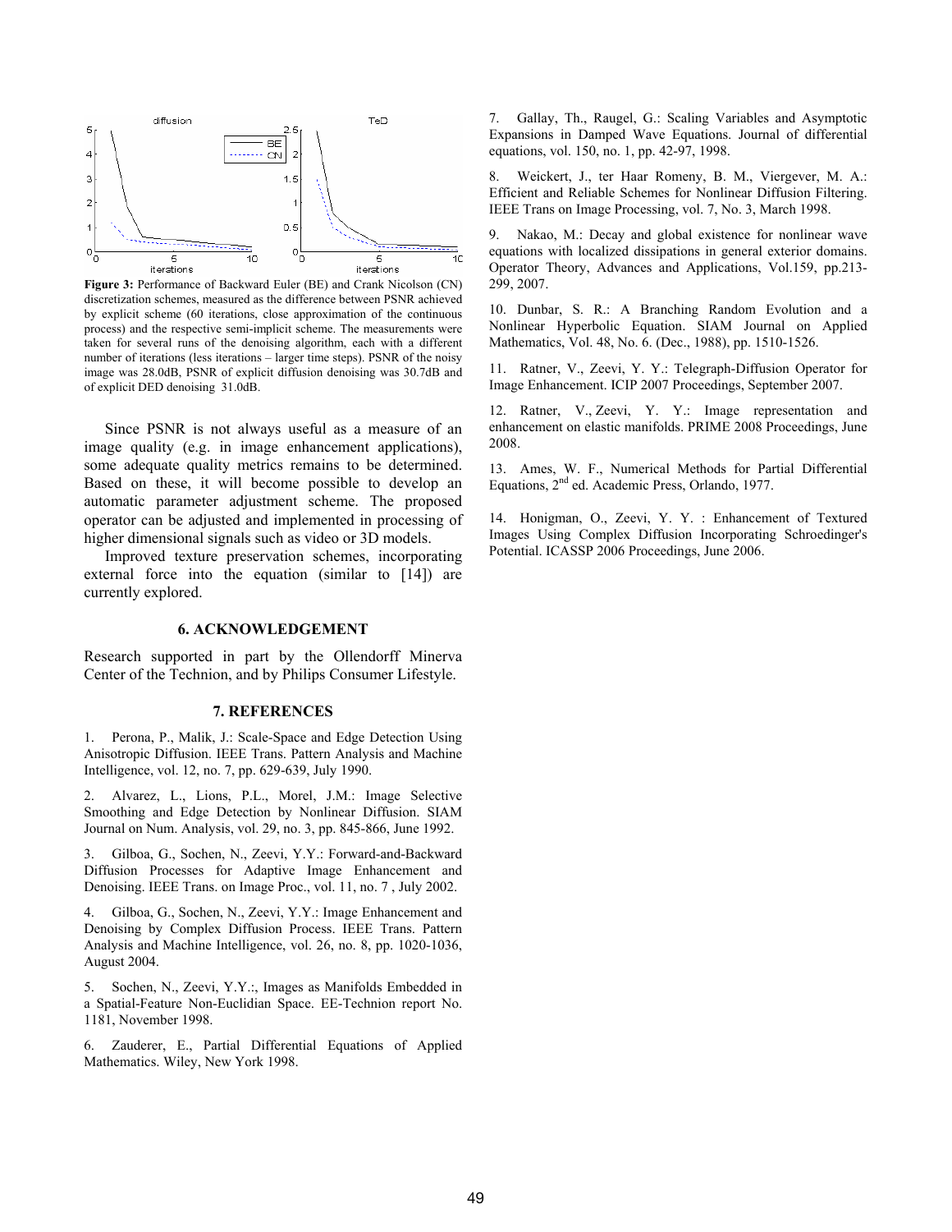diffusion

TeD

BE

CN

5
4
3
2
1
0

0 5 10

iterations

2.5
2
1.5
1
0.5
0

0 5 10

iterations

**Figure 3:** Performance of Backward Euler (BE) and Crank Nicolson (CN) discretization schemes, measured as the difference between PSNR achieved by explicit scheme (60 iterations, close approximation of the continuous process) and the respective semi-implicit scheme. The measurements were taken for several runs of the denoising algorithm, each with a different number of iterations (less iterations – larger time steps). PSNR of the noisy image was 28.0dB, PSNR of explicit diffusion denoising was 30.7dB and of explicit DED denoising 31.0dB.

Since PSNR is not always useful as a measure of an image quality (e.g. in image enhancement applications), some adequate quality metrics remains to be determined. Based on these, it will become possible to develop an automatic parameter adjustment scheme. The proposed operator can be adjusted and implemented in processing of higher dimensional signals such as video or 3D models.

Improved texture preservation schemes, incorporating external force into the equation (similar to [14]) are currently explored.

## 6. ACKNOWLEDGEMENT

Research supported in part by the Ollendorff Minerva Center of the Technion, and by Philips Consumer Lifestyle.

## 7. REFERENCES

1. Perona, P., Malik, J.: Scale-Space and Edge Detection Using Anisotropic Diffusion. IEEE Trans. Pattern Analysis and Machine Intelligence, vol. 12, no. 7, pp. 629-639, July 1990.

2. Alvarez, L., Lions, P.L., Morel, J.M.: Image Selective Smoothing and Edge Detection by Nonlinear Diffusion. SIAM Journal on Num. Analysis, vol. 29, no. 3, pp. 845-866, June 1992.

3. Gilboa, G., Sochen, N., Zeevi, Y.Y.: Forward-and-Backward Diffusion Processes for Adaptive Image Enhancement and Denoising. IEEE Trans. on Image Proc., vol. 11, no. 7 , July 2002.

4. Gilboa, G., Sochen, N., Zeevi, Y.Y.: Image Enhancement and Denoising by Complex Diffusion Process. IEEE Trans. Pattern Analysis and Machine Intelligence, vol. 26, no. 8, pp. 1020-1036, August 2004.

5. Sochen, N., Zeevi, Y.Y.:, Images as Manifolds Embedded in a Spatial-Feature Non-Euclidian Space. EE-Technion report No. 1181, November 1998.

6. Zauderer, E., Partial Differential Equations of Applied Mathematics. Wiley, New York 1998.

7. Gallay, Th., Raugel, G.: Scaling Variables and Asymptotic Expansions in Damped Wave Equations. Journal of differential equations, vol. 150, no. 1, pp. 42-97, 1998.

8. Weickert, J., ter Haar Romeny, B. M., Viergever, M. A.: Efficient and Reliable Schemes for Nonlinear Diffusion Filtering. IEEE Trans on Image Processing, vol. 7, No. 3, March 1998.

9. Nakao, M.: Decay and global existence for nonlinear wave equations with localized dissipations in general exterior domains. Operator Theory, Advances and Applications, Vol.159, pp.213-299, 2007.

10. Dunbar, S. R.: A Branching Random Evolution and a Nonlinear Hyperbolic Equation. SIAM Journal on Applied Mathematics, Vol. 48, No. 6. (Dec., 1988), pp. 1510-1526.

11. Ratner, V., Zeevi, Y. Y.: Telegraph-Diffusion Operator for Image Enhancement. ICIP 2007 Proceedings, September 2007.

12. Ratner, V., Zeevi, Y. Y.: Image representation and enhancement on elastic manifolds. PRIME 2008 Proceedings, June 2008.

13. Ames, W. F., Numerical Methods for Partial Differential Equations, 2nd ed. Academic Press, Orlando, 1977.

14. Honigman, O., Zeevi, Y. Y. : Enhancement of Textured Images Using Complex Diffusion Incorporating Schroedinger's Potential. ICASSP 2006 Proceedings, June 2006.